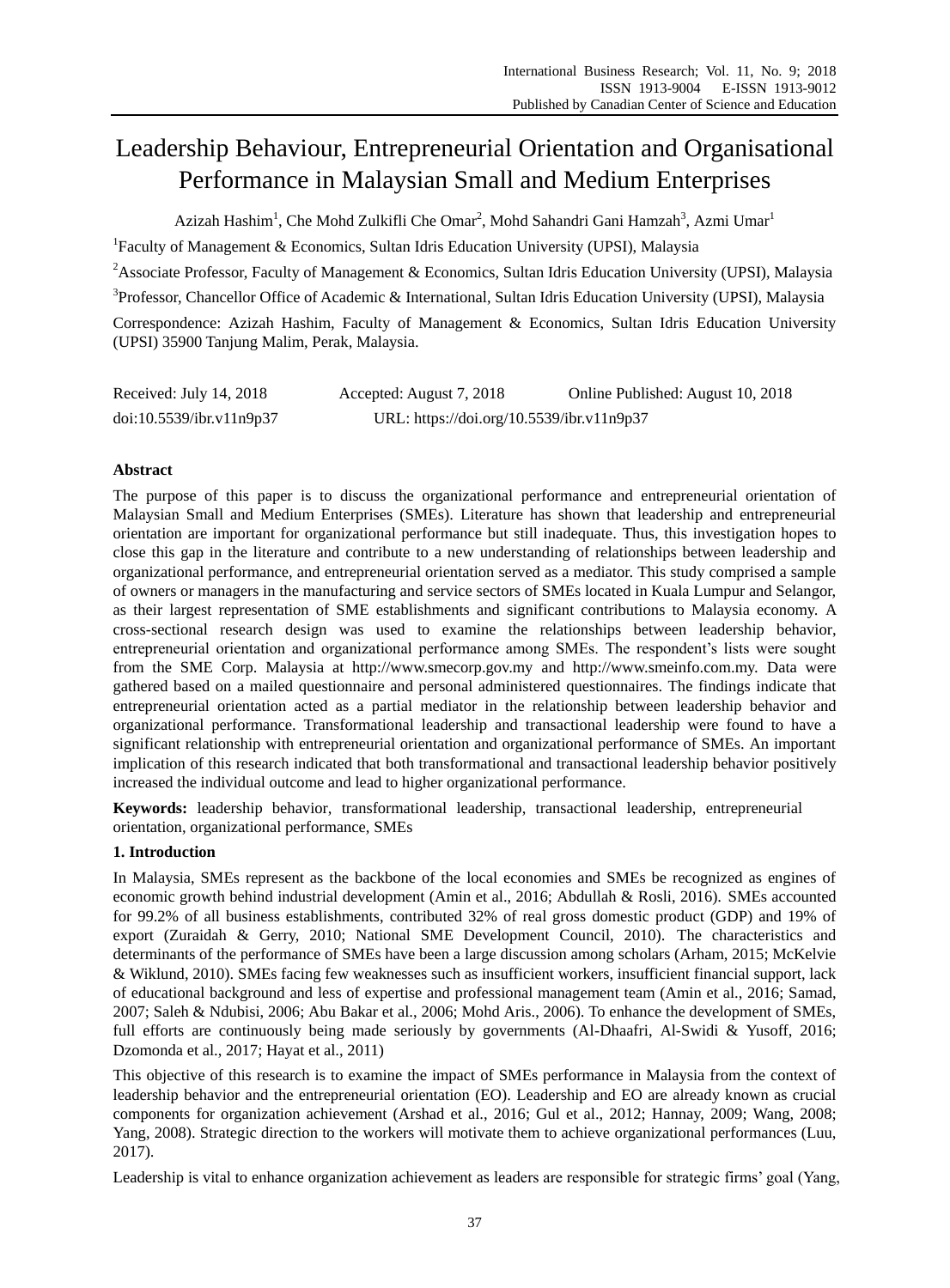# Leadership Behaviour, Entrepreneurial Orientation and Organisational Performance in Malaysian Small and Medium Enterprises

Azizah Hashim[1], Che Mohd Zulkifli Che Omar[2], Mohd Sahandri Gani Hamzah[3], Azmi Umar[1]

[1]Faculty of Management & Economics, Sultan Idris Education University (UPSI), Malaysia

[2]Associate Professor, Faculty of Management & Economics, Sultan Idris Education University (UPSI), Malaysia

[3]Professor, Chancellor Office of Academic & International, Sultan Idris Education University (UPSI), Malaysia

Correspondence: Azizah Hashim, Faculty of Management & Economics, Sultan Idris Education University (UPSI) 35900 Tanjung Malim, Perak, Malaysia.

Received: July 14, 2018 Accepted: August 7, 2018 Online Published: August 10, 2018

doi:10.5539/ibr.v11n9p37 URL: https://doi.org/10.5539/ibr.v11n9p37

## Abstract

The purpose of this paper is to discuss the organizational performance and entrepreneurial orientation of Malaysian Small and Medium Enterprises (SMEs). Literature has shown that leadership and entrepreneurial orientation are important for organizational performance but still inadequate. Thus, this investigation hopes to close this gap in the literature and contribute to a new understanding of relationships between leadership and organizational performance, and entrepreneurial orientation served as a mediator. This study comprised a sample of owners or managers in the manufacturing and service sectors of SMEs located in Kuala Lumpur and Selangor, as their largest representation of SME establishments and significant contributions to Malaysia economy. A cross-sectional research design was used to examine the relationships between leadership behavior, entrepreneurial orientation and organizational performance among SMEs. The respondent's lists were sought from the SME Corp. Malaysia at http://www.smecorp.gov.my and http://www.smeinfo.com.my. Data were gathered based on a mailed questionnaire and personal administered questionnaires. The findings indicate that entrepreneurial orientation acted as a partial mediator in the relationship between leadership behavior and organizational performance. Transformational leadership and transactional leadership were found to have a significant relationship with entrepreneurial orientation and organizational performance of SMEs. An important implication of this research indicated that both transformational and transactional leadership behavior positively increased the individual outcome and lead to higher organizational performance.

**Keywords:** leadership behavior, transformational leadership, transactional leadership, entrepreneurial orientation, organizational performance, SMEs

## 1. Introduction

In Malaysia, SMEs represent as the backbone of the local economies and SMEs be recognized as engines of economic growth behind industrial development (Amin et al., 2016; Abdullah & Rosli, 2016). SMEs accounted for 99.2% of all business establishments, contributed 32% of real gross domestic product (GDP) and 19% of export (Zuraidah & Gerry, 2010; National SME Development Council, 2010). The characteristics and determinants of the performance of SMEs have been a large discussion among scholars (Arham, 2015; McKelvie & Wiklund, 2010). SMEs facing few weaknesses such as insufficient workers, insufficient financial support, lack of educational background and less of expertise and professional management team (Amin et al., 2016; Samad, 2007; Saleh & Ndubisi, 2006; Abu Bakar et al., 2006; Mohd Aris., 2006). To enhance the development of SMEs, full efforts are continuously being made seriously by governments (Al-Dhaafri, Al-Swidi & Yusoff, 2016; Dzomonda et al., 2017; Hayat et al., 2011)

This objective of this research is to examine the impact of SMEs performance in Malaysia from the context of leadership behavior and the entrepreneurial orientation (EO). Leadership and EO are already known as crucial components for organization achievement (Arshad et al., 2016; Gul et al., 2012; Hannay, 2009; Wang, 2008; Yang, 2008). Strategic direction to the workers will motivate them to achieve organizational performances (Luu, 2017).

Leadership is vital to enhance organization achievement as leaders are responsible for strategic firms' goal (Yang,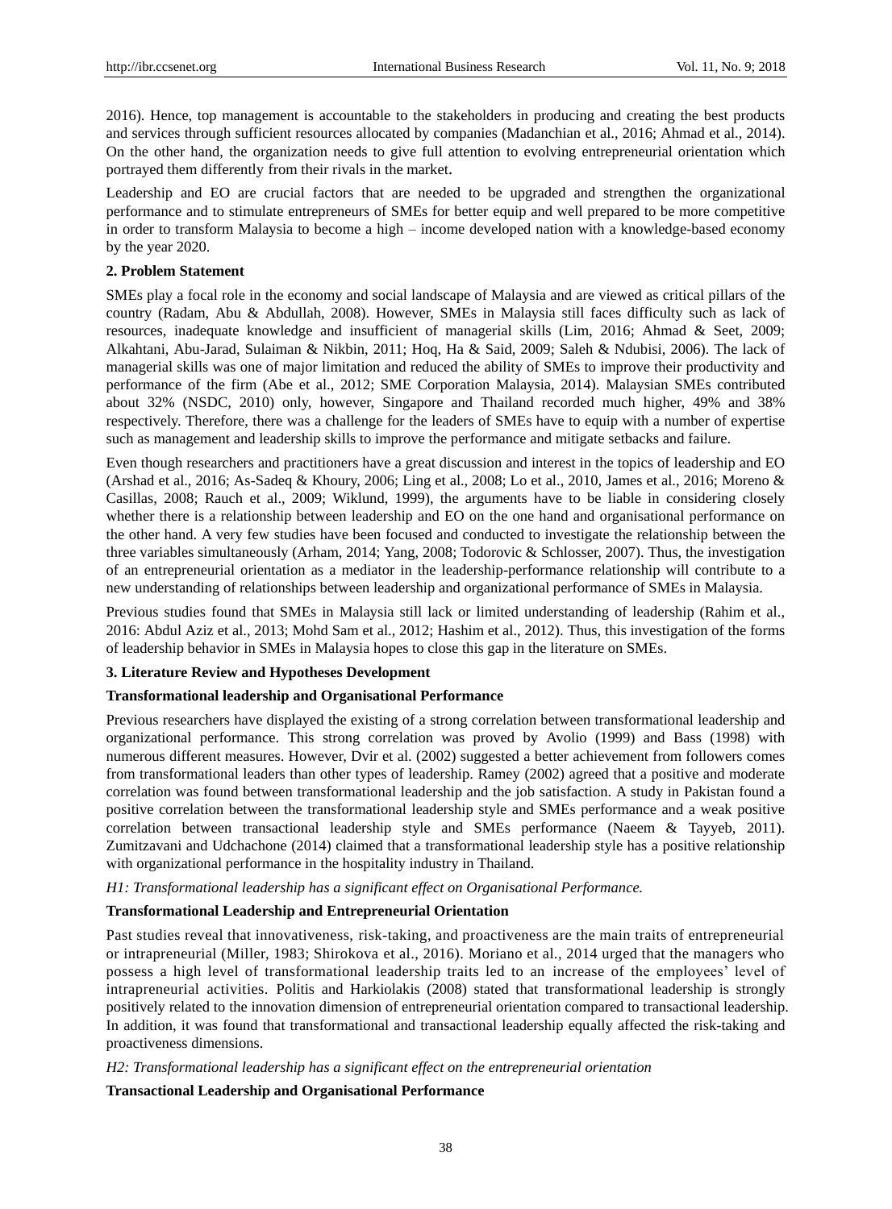2016). Hence, top management is accountable to the stakeholders in producing and creating the best products and services through sufficient resources allocated by companies (Madanchian et al., 2016; Ahmad et al., 2014). On the other hand, the organization needs to give full attention to evolving entrepreneurial orientation which portrayed them differently from their rivals in the market.

Leadership and EO are crucial factors that are needed to be upgraded and strengthen the organizational performance and to stimulate entrepreneurs of SMEs for better equip and well prepared to be more competitive in order to transform Malaysia to become a high – income developed nation with a knowledge-based economy by the year 2020.

## 2. Problem Statement

SMEs play a focal role in the economy and social landscape of Malaysia and are viewed as critical pillars of the country (Radam, Abu & Abdullah, 2008). However, SMEs in Malaysia still faces difficulty such as lack of resources, inadequate knowledge and insufficient of managerial skills (Lim, 2016; Ahmad & Seet, 2009; Alkahtani, Abu-Jarad, Sulaiman & Nikbin, 2011; Hoq, Ha & Said, 2009; Saleh & Ndubisi, 2006). The lack of managerial skills was one of major limitation and reduced the ability of SMEs to improve their productivity and performance of the firm (Abe et al., 2012; SME Corporation Malaysia, 2014). Malaysian SMEs contributed about 32% (NSDC, 2010) only, however, Singapore and Thailand recorded much higher, 49% and 38% respectively. Therefore, there was a challenge for the leaders of SMEs have to equip with a number of expertise such as management and leadership skills to improve the performance and mitigate setbacks and failure.

Even though researchers and practitioners have a great discussion and interest in the topics of leadership and EO (Arshad et al., 2016; As-Sadeq & Khoury, 2006; Ling et al., 2008; Lo et al., 2010, James et al., 2016; Moreno & Casillas, 2008; Rauch et al., 2009; Wiklund, 1999), the arguments have to be liable in considering closely whether there is a relationship between leadership and EO on the one hand and organisational performance on the other hand. A very few studies have been focused and conducted to investigate the relationship between the three variables simultaneously (Arham, 2014; Yang, 2008; Todorovic & Schlosser, 2007). Thus, the investigation of an entrepreneurial orientation as a mediator in the leadership-performance relationship will contribute to a new understanding of relationships between leadership and organizational performance of SMEs in Malaysia.

Previous studies found that SMEs in Malaysia still lack or limited understanding of leadership (Rahim et al., 2016: Abdul Aziz et al., 2013; Mohd Sam et al., 2012; Hashim et al., 2012). Thus, this investigation of the forms of leadership behavior in SMEs in Malaysia hopes to close this gap in the literature on SMEs.

## 3. Literature Review and Hypotheses Development

### Transformational leadership and Organisational Performance

Previous researchers have displayed the existing of a strong correlation between transformational leadership and organizational performance. This strong correlation was proved by Avolio (1999) and Bass (1998) with numerous different measures. However, Dvir et al. (2002) suggested a better achievement from followers comes from transformational leaders than other types of leadership. Ramey (2002) agreed that a positive and moderate correlation was found between transformational leadership and the job satisfaction. A study in Pakistan found a positive correlation between the transformational leadership style and SMEs performance and a weak positive correlation between transactional leadership style and SMEs performance (Naeem & Tayyeb, 2011). Zumitzavani and Udchachone (2014) claimed that a transformational leadership style has a positive relationship with organizational performance in the hospitality industry in Thailand.

*H1: Transformational leadership has a significant effect on Organisational Performance.*

### Transformational Leadership and Entrepreneurial Orientation

Past studies reveal that innovativeness, risk-taking, and proactiveness are the main traits of entrepreneurial or intrapreneurial (Miller, 1983; Shirokova et al., 2016). Moriano et al., 2014 urged that the managers who possess a high level of transformational leadership traits led to an increase of the employees' level of intrapreneurial activities. Politis and Harkiolakis (2008) stated that transformational leadership is strongly positively related to the innovation dimension of entrepreneurial orientation compared to transactional leadership. In addition, it was found that transformational and transactional leadership equally affected the risk-taking and proactiveness dimensions.

*H2: Transformational leadership has a significant effect on the entrepreneurial orientation*

### Transactional Leadership and Organisational Performance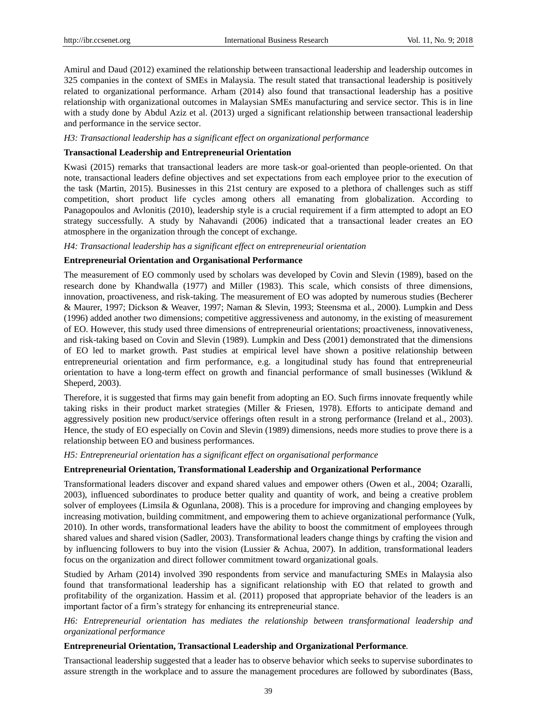Amirul and Daud (2012) examined the relationship between transactional leadership and leadership outcomes in 325 companies in the context of SMEs in Malaysia. The result stated that transactional leadership is positively related to organizational performance. Arham (2014) also found that transactional leadership has a positive relationship with organizational outcomes in Malaysian SMEs manufacturing and service sector. This is in line with a study done by Abdul Aziz et al. (2013) urged a significant relationship between transactional leadership and performance in the service sector.

*H3: Transactional leadership has a significant effect on organizational performance*

**Transactional Leadership and Entrepreneurial Orientation**

Kwasi (2015) remarks that transactional leaders are more task-or goal-oriented than people-oriented. On that note, transactional leaders define objectives and set expectations from each employee prior to the execution of the task (Martin, 2015). Businesses in this 21st century are exposed to a plethora of challenges such as stiff competition, short product life cycles among others all emanating from globalization. According to Panagopoulos and Avlonitis (2010), leadership style is a crucial requirement if a firm attempted to adopt an EO strategy successfully. A study by Nahavandi (2006) indicated that a transactional leader creates an EO atmosphere in the organization through the concept of exchange.

*H4: Transactional leadership has a significant effect on entrepreneurial orientation*

**Entrepreneurial Orientation and Organisational Performance**

The measurement of EO commonly used by scholars was developed by Covin and Slevin (1989), based on the research done by Khandwalla (1977) and Miller (1983). This scale, which consists of three dimensions, innovation, proactiveness, and risk-taking. The measurement of EO was adopted by numerous studies (Becherer & Maurer, 1997; Dickson & Weaver, 1997; Naman & Slevin, 1993; Steensma et al., 2000). Lumpkin and Dess (1996) added another two dimensions; competitive aggressiveness and autonomy, in the existing of measurement of EO. However, this study used three dimensions of entrepreneurial orientations; proactiveness, innovativeness, and risk-taking based on Covin and Slevin (1989). Lumpkin and Dess (2001) demonstrated that the dimensions of EO led to market growth. Past studies at empirical level have shown a positive relationship between entrepreneurial orientation and firm performance, e.g. a longitudinal study has found that entrepreneurial orientation to have a long-term effect on growth and financial performance of small businesses (Wiklund & Sheperd, 2003).

Therefore, it is suggested that firms may gain benefit from adopting an EO. Such firms innovate frequently while taking risks in their product market strategies (Miller & Friesen, 1978). Efforts to anticipate demand and aggressively position new product/service offerings often result in a strong performance (Ireland et al., 2003). Hence, the study of EO especially on Covin and Slevin (1989) dimensions, needs more studies to prove there is a relationship between EO and business performances.

*H5: Entrepreneurial orientation has a significant effect on organisational performance*

**Entrepreneurial Orientation, Transformational Leadership and Organizational Performance**

Transformational leaders discover and expand shared values and empower others (Owen et al., 2004; Ozaralli, 2003), influenced subordinates to produce better quality and quantity of work, and being a creative problem solver of employees (Limsila & Ogunlana, 2008). This is a procedure for improving and changing employees by increasing motivation, building commitment, and empowering them to achieve organizational performance (Yulk, 2010). In other words, transformational leaders have the ability to boost the commitment of employees through shared values and shared vision (Sadler, 2003). Transformational leaders change things by crafting the vision and by influencing followers to buy into the vision (Lussier & Achua, 2007). In addition, transformational leaders focus on the organization and direct follower commitment toward organizational goals.

Studied by Arham (2014) involved 390 respondents from service and manufacturing SMEs in Malaysia also found that transformational leadership has a significant relationship with EO that related to growth and profitability of the organization. Hassim et al. (2011) proposed that appropriate behavior of the leaders is an important factor of a firm's strategy for enhancing its entrepreneurial stance.

*H6: Entrepreneurial orientation has mediates the relationship between transformational leadership and organizational performance*

**Entrepreneurial Orientation, Transactional Leadership and Organizational Performance**.

Transactional leadership suggested that a leader has to observe behavior which seeks to supervise subordinates to assure strength in the workplace and to assure the management procedures are followed by subordinates (Bass,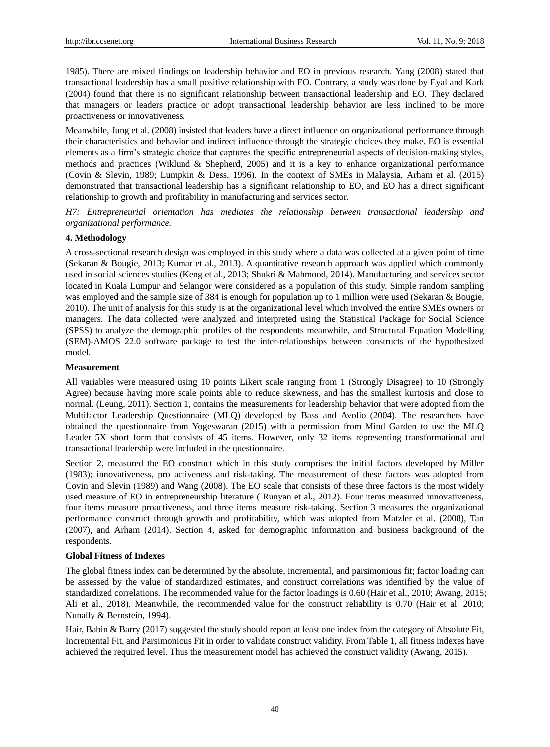1985). There are mixed findings on leadership behavior and EO in previous research. Yang (2008) stated that transactional leadership has a small positive relationship with EO. Contrary, a study was done by Eyal and Kark (2004) found that there is no significant relationship between transactional leadership and EO. They declared that managers or leaders practice or adopt transactional leadership behavior are less inclined to be more proactiveness or innovativeness.

Meanwhile, Jung et al. (2008) insisted that leaders have a direct influence on organizational performance through their characteristics and behavior and indirect influence through the strategic choices they make. EO is essential elements as a firm's strategic choice that captures the specific entrepreneurial aspects of decision-making styles, methods and practices (Wiklund & Shepherd, 2005) and it is a key to enhance organizational performance (Covin & Slevin, 1989; Lumpkin & Dess, 1996). In the context of SMEs in Malaysia, Arham et al. (2015) demonstrated that transactional leadership has a significant relationship to EO, and EO has a direct significant relationship to growth and profitability in manufacturing and services sector.

*H7: Entrepreneurial orientation has mediates the relationship between transactional leadership and organizational performance.*

## 4. Methodology

A cross-sectional research design was employed in this study where a data was collected at a given point of time (Sekaran & Bougie, 2013; Kumar et al., 2013). A quantitative research approach was applied which commonly used in social sciences studies (Keng et al., 2013; Shukri & Mahmood, 2014). Manufacturing and services sector located in Kuala Lumpur and Selangor were considered as a population of this study. Simple random sampling was employed and the sample size of 384 is enough for population up to 1 million were used (Sekaran & Bougie, 2010). The unit of analysis for this study is at the organizational level which involved the entire SMEs owners or managers. The data collected were analyzed and interpreted using the Statistical Package for Social Science (SPSS) to analyze the demographic profiles of the respondents meanwhile, and Structural Equation Modelling (SEM)-AMOS 22.0 software package to test the inter-relationships between constructs of the hypothesized model.

### Measurement

All variables were measured using 10 points Likert scale ranging from 1 (Strongly Disagree) to 10 (Strongly Agree) because having more scale points able to reduce skewness, and has the smallest kurtosis and close to normal. (Leung, 2011). Section 1, contains the measurements for leadership behavior that were adopted from the Multifactor Leadership Questionnaire (MLQ) developed by Bass and Avolio (2004). The researchers have obtained the questionnaire from Yogeswaran (2015) with a permission from Mind Garden to use the MLQ Leader 5X short form that consists of 45 items. However, only 32 items representing transformational and transactional leadership were included in the questionnaire.

Section 2, measured the EO construct which in this study comprises the initial factors developed by Miller (1983); innovativeness, pro activeness and risk-taking. The measurement of these factors was adopted from Covin and Slevin (1989) and Wang (2008). The EO scale that consists of these three factors is the most widely used measure of EO in entrepreneurship literature ( Runyan et al., 2012). Four items measured innovativeness, four items measure proactiveness, and three items measure risk-taking. Section 3 measures the organizational performance construct through growth and profitability, which was adopted from Matzler et al. (2008), Tan (2007), and Arham (2014). Section 4, asked for demographic information and business background of the respondents.

### Global Fitness of Indexes

The global fitness index can be determined by the absolute, incremental, and parsimonious fit; factor loading can be assessed by the value of standardized estimates, and construct correlations was identified by the value of standardized correlations. The recommended value for the factor loadings is 0.60 (Hair et al., 2010; Awang, 2015; Ali et al., 2018). Meanwhile, the recommended value for the construct reliability is 0.70 (Hair et al. 2010; Nunally & Bernstein, 1994).

Hair, Babin & Barry (2017) suggested the study should report at least one index from the category of Absolute Fit, Incremental Fit, and Parsimonious Fit in order to validate construct validity. From Table 1, all fitness indexes have achieved the required level. Thus the measurement model has achieved the construct validity (Awang, 2015).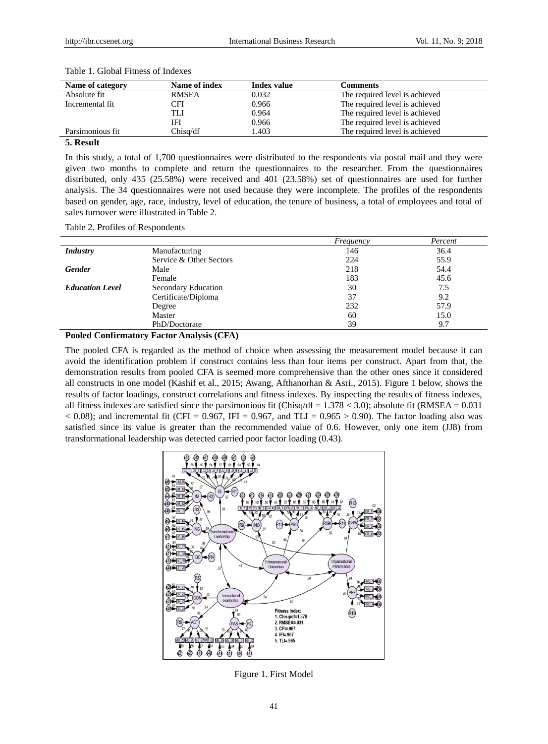Table 1. Global Fitness of Indexes

| Name of category | Name of index | Index value | Comments |
|---|---|---|---|
| Absolute fit | RMSEA | 0.032 | The required level is achieved |
| Incremental fit | CFI | 0.966 | The required level is achieved |
| | TLI | 0.964 | The required level is achieved |
| | IFI | 0.966 | The required level is achieved |
| Parsimonious fit | Chisq/df | 1.403 | The required level is achieved |

## 5. Result

In this study, a total of 1,700 questionnaires were distributed to the respondents via postal mail and they were given two months to complete and return the questionnaires to the researcher. From the questionnaires distributed, only 435 (25.58%) were received and 401 (23.58%) set of questionnaires are used for further analysis. The 34 questionnaires were not used because they were incomplete. The profiles of the respondents based on gender, age, race, industry, level of education, the tenure of business, a total of employees and total of sales turnover were illustrated in Table 2.

Table 2. Profiles of Respondents

| | | *Frequency* | *Percent* |
|---|---|---|---|
| ***Industry*** | Manufacturing | 146 | 36.4 |
| | Service & Other Sectors | 224 | 55.9 |
| ***Gender*** | Male | 218 | 54.4 |
| | Female | 183 | 45.6 |
| ***Education Level*** | Secondary Education | 30 | 7.5 |
| | Certificate/Diploma | 37 | 9.2 |
| | Degree | 232 | 57.9 |
| | Master | 60 | 15.0 |
| | PhD/Doctorate | 39 | 9.7 |

### Pooled Confirmatory Factor Analysis (CFA)

The pooled CFA is regarded as the method of choice when assessing the measurement model because it can avoid the identification problem if construct contains less than four items per construct. Apart from that, the demonstration results from pooled CFA is seemed more comprehensive than the other ones since it considered all constructs in one model (Kashif et al., 2015; Awang, Afthanorhan & Asri., 2015). Figure 1 below, shows the results of factor loadings, construct correlations and fitness indexes. By inspecting the results of fitness indexes, all fitness indexes are satisfied since the parsimonious fit (Chisq/df = 1.378 < 3.0); absolute fit (RMSEA = 0.031 < 0.08); and incremental fit (CFI = 0.967, IFI = 0.967, and TLI = 0.965 > 0.90). The factor loading also was satisfied since its value is greater than the recommended value of 0.6. However, only one item (JJ8) from transformational leadership was detected carried poor factor loading (0.43).

Figure 1. First Model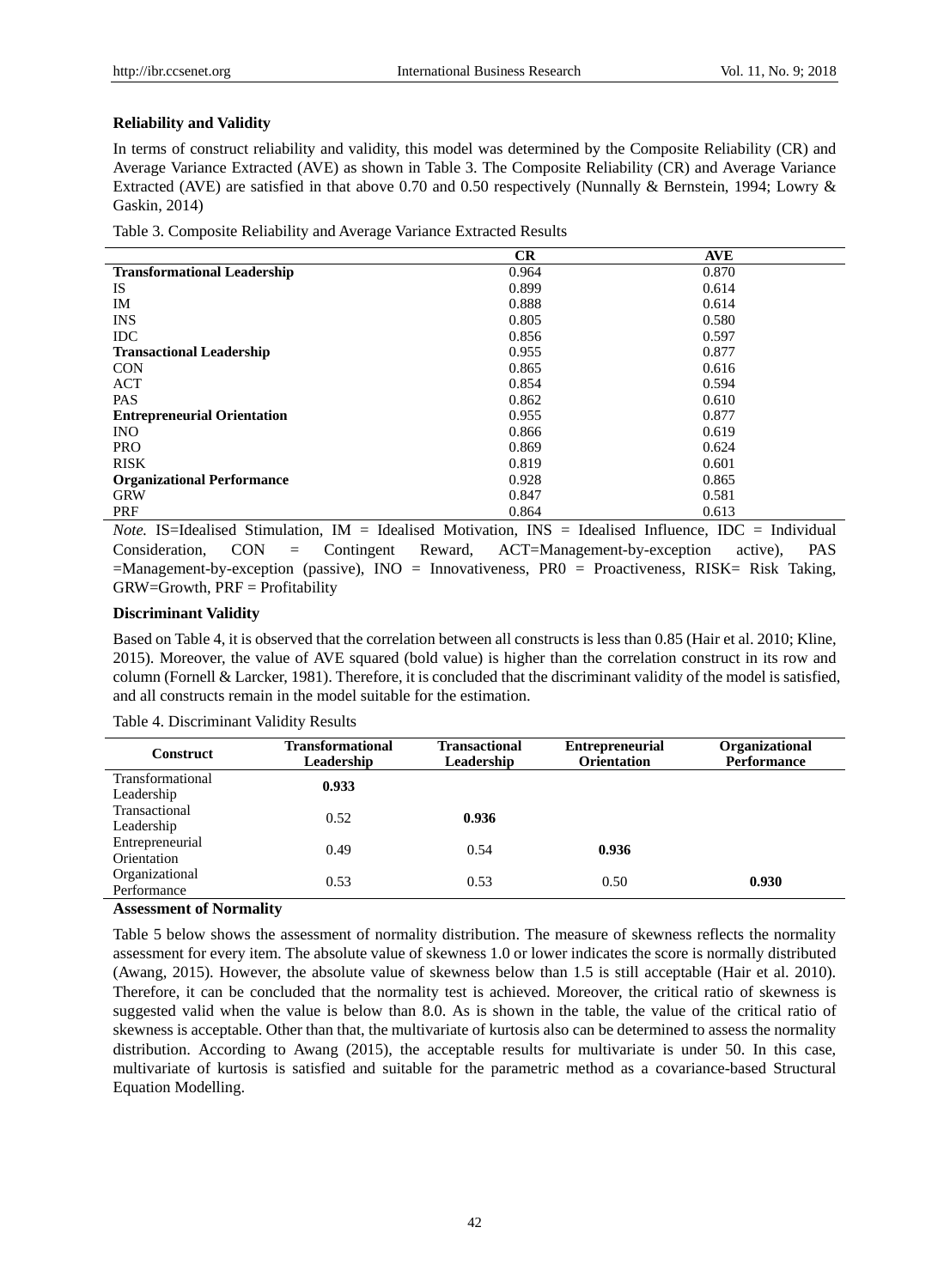**Reliability and Validity**

In terms of construct reliability and validity, this model was determined by the Composite Reliability (CR) and Average Variance Extracted (AVE) as shown in Table 3. The Composite Reliability (CR) and Average Variance Extracted (AVE) are satisfied in that above 0.70 and 0.50 respectively (Nunnally & Bernstein, 1994; Lowry & Gaskin, 2014)

Table 3. Composite Reliability and Average Variance Extracted Results

| | CR | AVE |
|---|---|---|
| **Transformational Leadership** | 0.964 | 0.870 |
| IS | 0.899 | 0.614 |
| IM | 0.888 | 0.614 |
| INS | 0.805 | 0.580 |
| IDC | 0.856 | 0.597 |
| **Transactional Leadership** | 0.955 | 0.877 |
| CON | 0.865 | 0.616 |
| ACT | 0.854 | 0.594 |
| PAS | 0.862 | 0.610 |
| **Entrepreneurial Orientation** | 0.955 | 0.877 |
| INO | 0.866 | 0.619 |
| PRO | 0.869 | 0.624 |
| RISK | 0.819 | 0.601 |
| **Organizational Performance** | 0.928 | 0.865 |
| GRW | 0.847 | 0.581 |
| PRF | 0.864 | 0.613 |

*Note.* IS=Idealised Stimulation, IM = Idealised Motivation, INS = Idealised Influence, IDC = Individual Consideration, CON = Contingent Reward, ACT=Management-by-exception active), PAS =Management-by-exception (passive), INO = Innovativeness, PR0 = Proactiveness, RISK= Risk Taking, GRW=Growth, PRF = Profitability

**Discriminant Validity**

Based on Table 4, it is observed that the correlation between all constructs is less than 0.85 (Hair et al. 2010; Kline, 2015). Moreover, the value of AVE squared (bold value) is higher than the correlation construct in its row and column (Fornell & Larcker, 1981). Therefore, it is concluded that the discriminant validity of the model is satisfied, and all constructs remain in the model suitable for the estimation.

Table 4. Discriminant Validity Results

| Construct | Transformational Leadership | Transactional Leadership | Entrepreneurial Orientation | Organizational Performance |
|---|---|---|---|---|
| Transformational Leadership | **0.933** | | | |
| Transactional Leadership | 0.52 | **0.936** | | |
| Entrepreneurial Orientation | 0.49 | 0.54 | **0.936** | |
| Organizational Performance | 0.53 | 0.53 | 0.50 | **0.930** |

**Assessment of Normality**

Table 5 below shows the assessment of normality distribution. The measure of skewness reflects the normality assessment for every item. The absolute value of skewness 1.0 or lower indicates the score is normally distributed (Awang, 2015). However, the absolute value of skewness below than 1.5 is still acceptable (Hair et al. 2010). Therefore, it can be concluded that the normality test is achieved. Moreover, the critical ratio of skewness is suggested valid when the value is below than 8.0. As is shown in the table, the value of the critical ratio of skewness is acceptable. Other than that, the multivariate of kurtosis also can be determined to assess the normality distribution. According to Awang (2015), the acceptable results for multivariate is under 50. In this case, multivariate of kurtosis is satisfied and suitable for the parametric method as a covariance-based Structural Equation Modelling.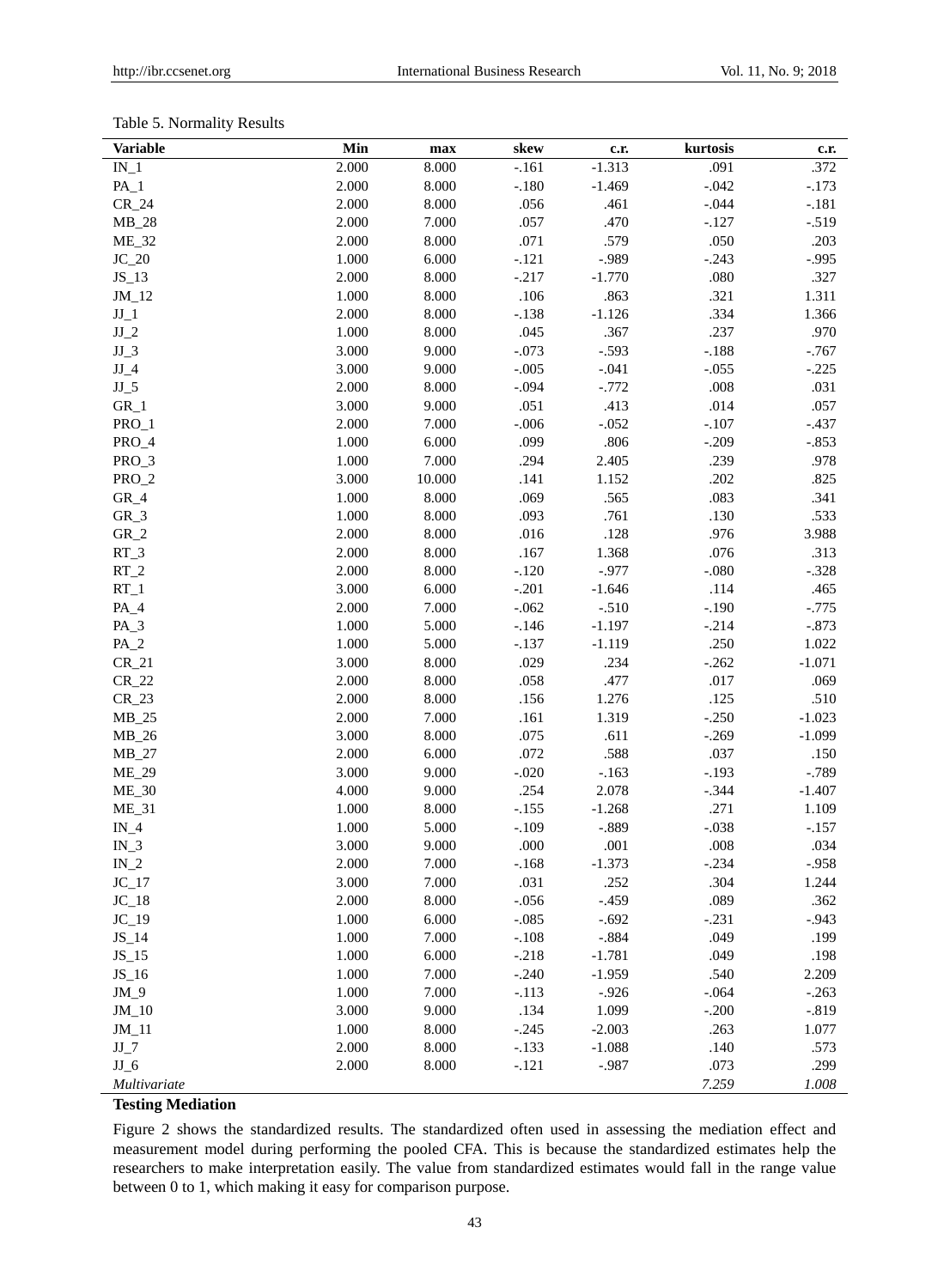Table 5. Normality Results

| Variable | Min | max | skew | c.r. | kurtosis | c.r. |
|---|---|---|---|---|---|---|
| IN_1 | 2.000 | 8.000 | -.161 | -1.313 | .091 | .372 |
| PA_1 | 2.000 | 8.000 | -.180 | -1.469 | -.042 | -.173 |
| CR_24 | 2.000 | 8.000 | .056 | .461 | -.044 | -.181 |
| MB_28 | 2.000 | 7.000 | .057 | .470 | -.127 | -.519 |
| ME_32 | 2.000 | 8.000 | .071 | .579 | .050 | .203 |
| JC_20 | 1.000 | 6.000 | -.121 | -.989 | -.243 | -.995 |
| JS_13 | 2.000 | 8.000 | -.217 | -1.770 | .080 | .327 |
| JM_12 | 1.000 | 8.000 | .106 | .863 | .321 | 1.311 |
| JJ_1 | 2.000 | 8.000 | -.138 | -1.126 | .334 | 1.366 |
| JJ_2 | 1.000 | 8.000 | .045 | .367 | .237 | .970 |
| JJ_3 | 3.000 | 9.000 | -.073 | -.593 | -.188 | -.767 |
| JJ_4 | 3.000 | 9.000 | -.005 | -.041 | -.055 | -.225 |
| JJ_5 | 2.000 | 8.000 | -.094 | -.772 | .008 | .031 |
| GR_1 | 3.000 | 9.000 | .051 | .413 | .014 | .057 |
| PRO_1 | 2.000 | 7.000 | -.006 | -.052 | -.107 | -.437 |
| PRO_4 | 1.000 | 6.000 | .099 | .806 | -.209 | -.853 |
| PRO_3 | 1.000 | 7.000 | .294 | 2.405 | .239 | .978 |
| PRO_2 | 3.000 | 10.000 | .141 | 1.152 | .202 | .825 |
| GR_4 | 1.000 | 8.000 | .069 | .565 | .083 | .341 |
| GR_3 | 1.000 | 8.000 | .093 | .761 | .130 | .533 |
| GR_2 | 2.000 | 8.000 | .016 | .128 | .976 | 3.988 |
| RT_3 | 2.000 | 8.000 | .167 | 1.368 | .076 | .313 |
| RT_2 | 2.000 | 8.000 | -.120 | -.977 | -.080 | -.328 |
| RT_1 | 3.000 | 6.000 | -.201 | -1.646 | .114 | .465 |
| PA_4 | 2.000 | 7.000 | -.062 | -.510 | -.190 | -.775 |
| PA_3 | 1.000 | 5.000 | -.146 | -1.197 | -.214 | -.873 |
| PA_2 | 1.000 | 5.000 | -.137 | -1.119 | .250 | 1.022 |
| CR_21 | 3.000 | 8.000 | .029 | .234 | -.262 | -1.071 |
| CR_22 | 2.000 | 8.000 | .058 | .477 | .017 | .069 |
| CR_23 | 2.000 | 8.000 | .156 | 1.276 | .125 | .510 |
| MB_25 | 2.000 | 7.000 | .161 | 1.319 | -.250 | -1.023 |
| MB_26 | 3.000 | 8.000 | .075 | .611 | -.269 | -1.099 |
| MB_27 | 2.000 | 6.000 | .072 | .588 | .037 | .150 |
| ME_29 | 3.000 | 9.000 | -.020 | -.163 | -.193 | -.789 |
| ME_30 | 4.000 | 9.000 | .254 | 2.078 | -.344 | -1.407 |
| ME_31 | 1.000 | 8.000 | -.155 | -1.268 | .271 | 1.109 |
| IN_4 | 1.000 | 5.000 | -.109 | -.889 | -.038 | -.157 |
| IN_3 | 3.000 | 9.000 | .000 | .001 | .008 | .034 |
| IN_2 | 2.000 | 7.000 | -.168 | -1.373 | -.234 | -.958 |
| JC_17 | 3.000 | 7.000 | .031 | .252 | .304 | 1.244 |
| JC_18 | 2.000 | 8.000 | -.056 | -.459 | .089 | .362 |
| JC_19 | 1.000 | 6.000 | -.085 | -.692 | -.231 | -.943 |
| JS_14 | 1.000 | 7.000 | -.108 | -.884 | .049 | .199 |
| JS_15 | 1.000 | 6.000 | -.218 | -1.781 | .049 | .198 |
| JS_16 | 1.000 | 7.000 | -.240 | -1.959 | .540 | 2.209 |
| JM_9 | 1.000 | 7.000 | -.113 | -.926 | -.064 | -.263 |
| JM_10 | 3.000 | 9.000 | .134 | 1.099 | -.200 | -.819 |
| JM_11 | 1.000 | 8.000 | -.245 | -2.003 | .263 | 1.077 |
| JJ_7 | 2.000 | 8.000 | -.133 | -1.088 | .140 | .573 |
| JJ_6 | 2.000 | 8.000 | -.121 | -.987 | .073 | .299 |
| *Multivariate* | | | | | *7.259* | *1.008* |

**Testing Mediation**

Figure 2 shows the standardized results. The standardized often used in assessing the mediation effect and measurement model during performing the pooled CFA. This is because the standardized estimates help the researchers to make interpretation easily. The value from standardized estimates would fall in the range value between 0 to 1, which making it easy for comparison purpose.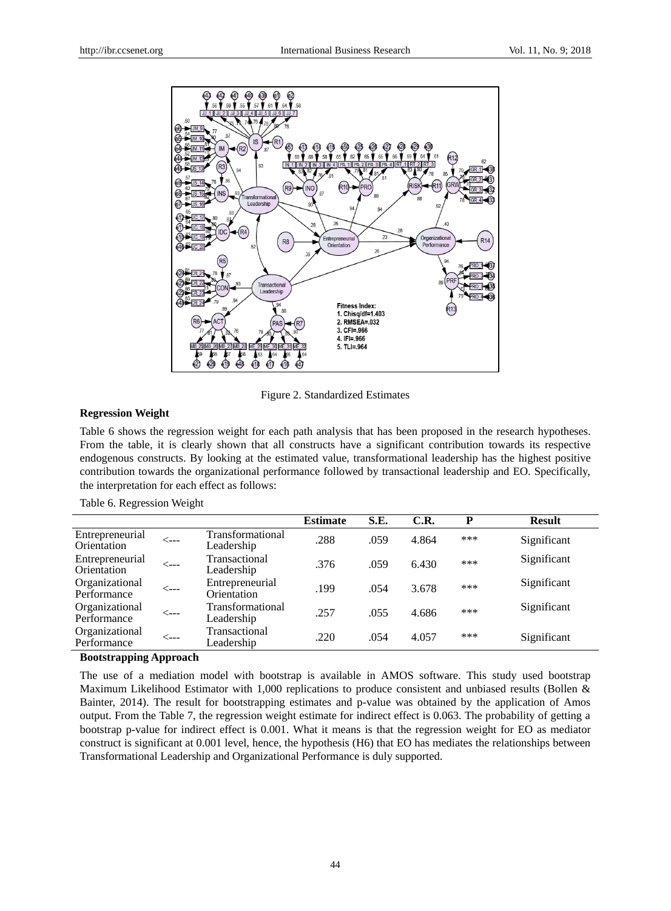Figure 2. Standardized Estimates

**Regression Weight**

Table 6 shows the regression weight for each path analysis that has been proposed in the research hypotheses. From the table, it is clearly shown that all constructs have a significant contribution towards its respective endogenous constructs. By looking at the estimated value, transformational leadership has the highest positive contribution towards the organizational performance followed by transactional leadership and EO. Specifically, the interpretation for each effect as follows:

Table 6. Regression Weight

| | | | Estimate | S.E. | C.R. | P | Result |
|---|---|---|---|---|---|---|---|
| Entrepreneurial Orientation | <--- | Transformational Leadership | .288 | .059 | 4.864 | *** | Significant |
| Entrepreneurial Orientation | <--- | Transactional Leadership | .376 | .059 | 6.430 | *** | Significant |
| Organizational Performance | <--- | Entrepreneurial Orientation | .199 | .054 | 3.678 | *** | Significant |
| Organizational Performance | <--- | Transformational Leadership | .257 | .055 | 4.686 | *** | Significant |
| Organizational Performance | <--- | Transactional Leadership | .220 | .054 | 4.057 | *** | Significant |

**Bootstrapping Approach**

The use of a mediation model with bootstrap is available in AMOS software. This study used bootstrap Maximum Likelihood Estimator with 1,000 replications to produce consistent and unbiased results (Bollen & Bainter, 2014). The result for bootstrapping estimates and p-value was obtained by the application of Amos output. From the Table 7, the regression weight estimate for indirect effect is 0.063. The probability of getting a bootstrap p-value for indirect effect is 0.001. What it means is that the regression weight for EO as mediator construct is significant at 0.001 level, hence, the hypothesis (H6) that EO has mediates the relationships between Transformational Leadership and Organizational Performance is duly supported.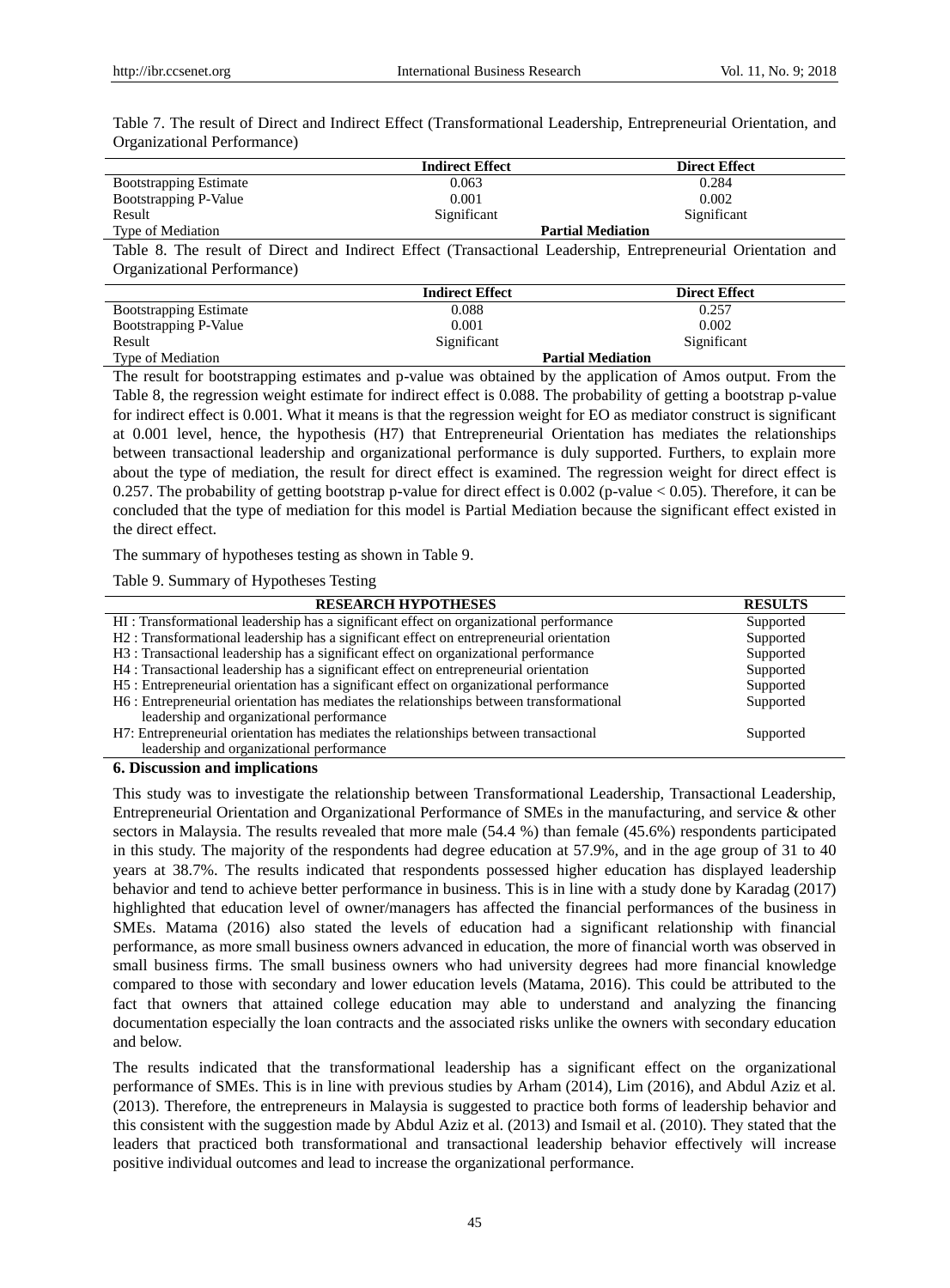Table 7. The result of Direct and Indirect Effect (Transformational Leadership, Entrepreneurial Orientation, and Organizational Performance)

| | Indirect Effect | Direct Effect |
|---|---|---|
| Bootstrapping Estimate | 0.063 | 0.284 |
| Bootstrapping P-Value | 0.001 | 0.002 |
| Result | Significant | Significant |
| Type of Mediation | Partial Mediation | |

Table 8. The result of Direct and Indirect Effect (Transactional Leadership, Entrepreneurial Orientation and Organizational Performance)

| | Indirect Effect | Direct Effect |
|---|---|---|
| Bootstrapping Estimate | 0.088 | 0.257 |
| Bootstrapping P-Value | 0.001 | 0.002 |
| Result | Significant | Significant |
| Type of Mediation | Partial Mediation | |

The result for bootstrapping estimates and p-value was obtained by the application of Amos output. From the Table 8, the regression weight estimate for indirect effect is 0.088. The probability of getting a bootstrap p-value for indirect effect is 0.001. What it means is that the regression weight for EO as mediator construct is significant at 0.001 level, hence, the hypothesis (H7) that Entrepreneurial Orientation has mediates the relationships between transactional leadership and organizational performance is duly supported. Furthers, to explain more about the type of mediation, the result for direct effect is examined. The regression weight for direct effect is 0.257. The probability of getting bootstrap p-value for direct effect is 0.002 ($p$-value $< 0.05$). Therefore, it can be concluded that the type of mediation for this model is Partial Mediation because the significant effect existed in the direct effect.

The summary of hypotheses testing as shown in Table 9.

Table 9. Summary of Hypotheses Testing

| RESEARCH HYPOTHESES | RESULTS |
|---|---|
| HI : Transformational leadership has a significant effect on organizational performance | Supported |
| H2 : Transformational leadership has a significant effect on entrepreneurial orientation | Supported |
| H3 : Transactional leadership has a significant effect on organizational performance | Supported |
| H4 : Transactional leadership has a significant effect on entrepreneurial orientation | Supported |
| H5 : Entrepreneurial orientation has a significant effect on organizational performance | Supported |
| H6 : Entrepreneurial orientation has mediates the relationships between transformational leadership and organizational performance | Supported |
| H7: Entrepreneurial orientation has mediates the relationships between transactional leadership and organizational performance | Supported |

## 6. Discussion and implications

This study was to investigate the relationship between Transformational Leadership, Transactional Leadership, Entrepreneurial Orientation and Organizational Performance of SMEs in the manufacturing, and service & other sectors in Malaysia. The results revealed that more male (54.4 %) than female (45.6%) respondents participated in this study. The majority of the respondents had degree education at 57.9%, and in the age group of 31 to 40 years at 38.7%. The results indicated that respondents possessed higher education has displayed leadership behavior and tend to achieve better performance in business. This is in line with a study done by Karadag (2017) highlighted that education level of owner/managers has affected the financial performances of the business in SMEs. Matama (2016) also stated the levels of education had a significant relationship with financial performance, as more small business owners advanced in education, the more of financial worth was observed in small business firms. The small business owners who had university degrees had more financial knowledge compared to those with secondary and lower education levels (Matama, 2016). This could be attributed to the fact that owners that attained college education may able to understand and analyzing the financing documentation especially the loan contracts and the associated risks unlike the owners with secondary education and below.

The results indicated that the transformational leadership has a significant effect on the organizational performance of SMEs. This is in line with previous studies by Arham (2014), Lim (2016), and Abdul Aziz et al. (2013). Therefore, the entrepreneurs in Malaysia is suggested to practice both forms of leadership behavior and this consistent with the suggestion made by Abdul Aziz et al. (2013) and Ismail et al. (2010). They stated that the leaders that practiced both transformational and transactional leadership behavior effectively will increase positive individual outcomes and lead to increase the organizational performance.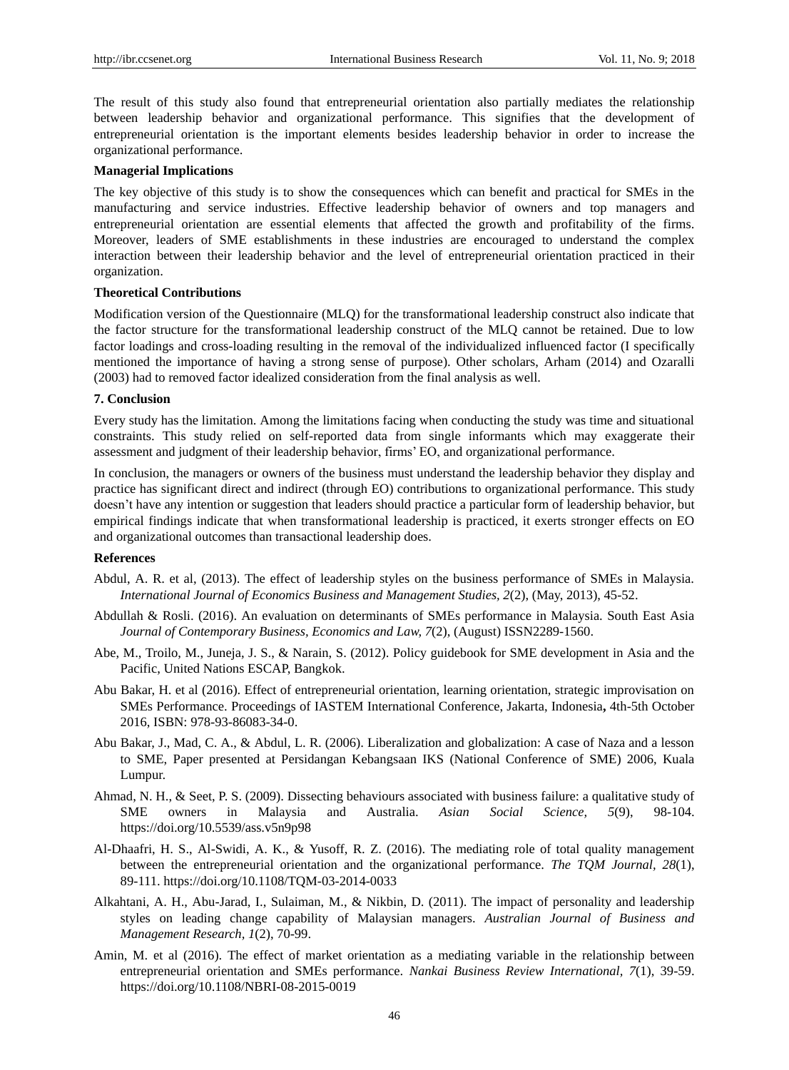The result of this study also found that entrepreneurial orientation also partially mediates the relationship between leadership behavior and organizational performance. This signifies that the development of entrepreneurial orientation is the important elements besides leadership behavior in order to increase the organizational performance.

**Managerial Implications**

The key objective of this study is to show the consequences which can benefit and practical for SMEs in the manufacturing and service industries. Effective leadership behavior of owners and top managers and entrepreneurial orientation are essential elements that affected the growth and profitability of the firms. Moreover, leaders of SME establishments in these industries are encouraged to understand the complex interaction between their leadership behavior and the level of entrepreneurial orientation practiced in their organization.

**Theoretical Contributions**

Modification version of the Questionnaire (MLQ) for the transformational leadership construct also indicate that the factor structure for the transformational leadership construct of the MLQ cannot be retained. Due to low factor loadings and cross-loading resulting in the removal of the individualized influenced factor (I specifically mentioned the importance of having a strong sense of purpose). Other scholars, Arham (2014) and Ozaralli (2003) had to removed factor idealized consideration from the final analysis as well.

## 7. Conclusion

Every study has the limitation. Among the limitations facing when conducting the study was time and situational constraints. This study relied on self-reported data from single informants which may exaggerate their assessment and judgment of their leadership behavior, firms' EO, and organizational performance.

In conclusion, the managers or owners of the business must understand the leadership behavior they display and practice has significant direct and indirect (through EO) contributions to organizational performance. This study doesn't have any intention or suggestion that leaders should practice a particular form of leadership behavior, but empirical findings indicate that when transformational leadership is practiced, it exerts stronger effects on EO and organizational outcomes than transactional leadership does.

**References**

Abdul, A. R. et al, (2013). The effect of leadership styles on the business performance of SMEs in Malaysia. *International Journal of Economics Business and Management Studies, 2*(2), (May, 2013), 45-52.

Abdullah & Rosli. (2016). An evaluation on determinants of SMEs performance in Malaysia. South East Asia *Journal of Contemporary Business, Economics and Law, 7*(2), (August) ISSN2289-1560.

Abe, M., Troilo, M., Juneja, J. S., & Narain, S. (2012). Policy guidebook for SME development in Asia and the Pacific, United Nations ESCAP, Bangkok.

Abu Bakar, H. et al (2016). Effect of entrepreneurial orientation, learning orientation, strategic improvisation on SMEs Performance. Proceedings of IASTEM International Conference, Jakarta, Indonesia**,** 4th-5th October 2016, ISBN: 978-93-86083-34-0.

Abu Bakar, J., Mad, C. A., & Abdul, L. R. (2006). Liberalization and globalization: A case of Naza and a lesson to SME, Paper presented at Persidangan Kebangsaan IKS (National Conference of SME) 2006, Kuala Lumpur.

Ahmad, N. H., & Seet, P. S. (2009). Dissecting behaviours associated with business failure: a qualitative study of SME owners in Malaysia and Australia. *Asian Social Science, 5*(9), 98-104. https://doi.org/10.5539/ass.v5n9p98

Al-Dhaafri, H. S., Al-Swidi, A. K., & Yusoff, R. Z. (2016). The mediating role of total quality management between the entrepreneurial orientation and the organizational performance. *The TQM Journal, 28*(1), 89-111. https://doi.org/10.1108/TQM-03-2014-0033

Alkahtani, A. H., Abu-Jarad, I., Sulaiman, M., & Nikbin, D. (2011). The impact of personality and leadership styles on leading change capability of Malaysian managers. *Australian Journal of Business and Management Research, 1*(2), 70-99.

Amin, M. et al (2016). The effect of market orientation as a mediating variable in the relationship between entrepreneurial orientation and SMEs performance. *Nankai Business Review International, 7*(1), 39-59. https://doi.org/10.1108/NBRI-08-2015-0019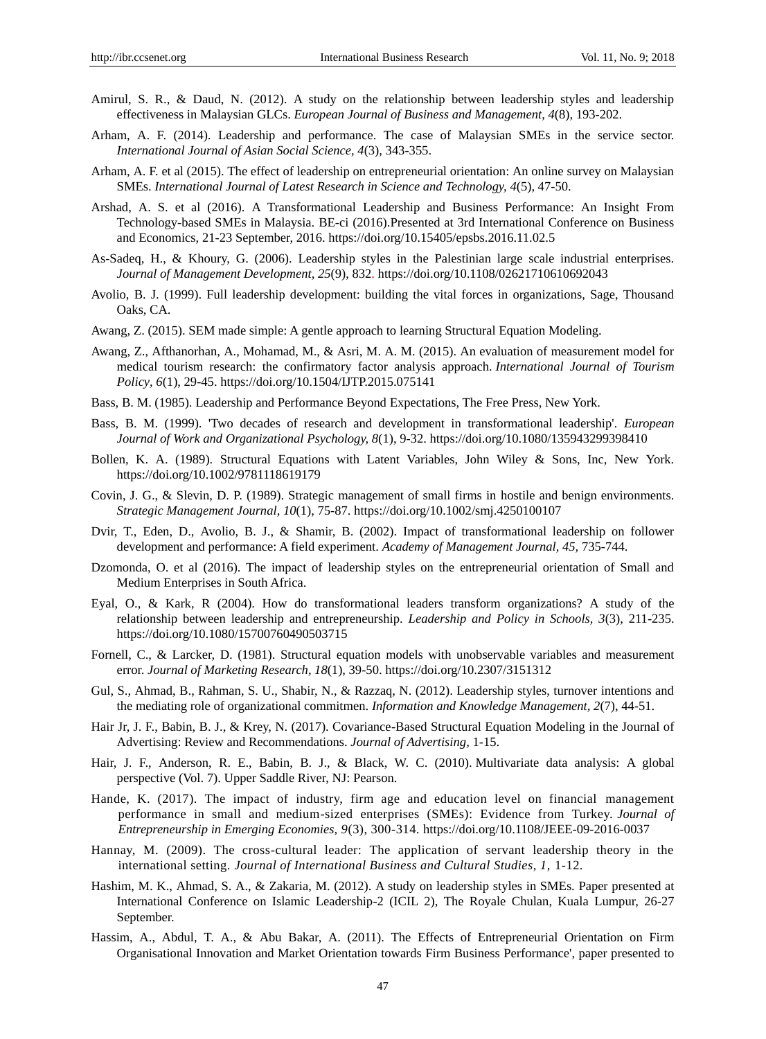Amirul, S. R., & Daud, N. (2012). A study on the relationship between leadership styles and leadership effectiveness in Malaysian GLCs. *European Journal of Business and Management, 4*(8), 193-202.

Arham, A. F. (2014). Leadership and performance. The case of Malaysian SMEs in the service sector. *International Journal of Asian Social Science, 4*(3), 343-355.

Arham, A. F. et al (2015). The effect of leadership on entrepreneurial orientation: An online survey on Malaysian SMEs. *International Journal of Latest Research in Science and Technology, 4*(5), 47-50.

Arshad, A. S. et al (2016). A Transformational Leadership and Business Performance: An Insight From Technology-based SMEs in Malaysia. BE-ci (2016).Presented at 3rd International Conference on Business and Economics, 21-23 September, 2016. https://doi.org/10.15405/epsbs.2016.11.02.5

As-Sadeq, H., & Khoury, G. (2006). Leadership styles in the Palestinian large scale industrial enterprises. *Journal of Management Development, 25*(9), 832. https://doi.org/10.1108/02621710610692043

Avolio, B. J. (1999). Full leadership development: building the vital forces in organizations, Sage, Thousand Oaks, CA.

Awang, Z. (2015). SEM made simple: A gentle approach to learning Structural Equation Modeling.

Awang, Z., Afthanorhan, A., Mohamad, M., & Asri, M. A. M. (2015). An evaluation of measurement model for medical tourism research: the confirmatory factor analysis approach. *International Journal of Tourism Policy, 6*(1), 29-45. https://doi.org/10.1504/IJTP.2015.075141

Bass, B. M. (1985). Leadership and Performance Beyond Expectations, The Free Press, New York.

Bass, B. M. (1999). 'Two decades of research and development in transformational leadership'. *European Journal of Work and Organizational Psychology, 8*(1), 9-32. https://doi.org/10.1080/135943299398410

Bollen, K. A. (1989). Structural Equations with Latent Variables, John Wiley & Sons, Inc, New York. https://doi.org/10.1002/9781118619179

Covin, J. G., & Slevin, D. P. (1989). Strategic management of small firms in hostile and benign environments. *Strategic Management Journal, 10*(1), 75-87. https://doi.org/10.1002/smj.4250100107

Dvir, T., Eden, D., Avolio, B. J., & Shamir, B. (2002). Impact of transformational leadership on follower development and performance: A field experiment. *Academy of Management Journal, 45,* 735-744.

Dzomonda, O. et al (2016). The impact of leadership styles on the entrepreneurial orientation of Small and Medium Enterprises in South Africa.

Eyal, O., & Kark, R (2004). How do transformational leaders transform organizations? A study of the relationship between leadership and entrepreneurship. *Leadership and Policy in Schools, 3*(3), 211-235. https://doi.org/10.1080/15700760490503715

Fornell, C., & Larcker, D. (1981). Structural equation models with unobservable variables and measurement error. *Journal of Marketing Research, 18*(1), 39-50. https://doi.org/10.2307/3151312

Gul, S., Ahmad, B., Rahman, S. U., Shabir, N., & Razzaq, N. (2012). Leadership styles, turnover intentions and the mediating role of organizational commitmen. *Information and Knowledge Management, 2*(7), 44-51.

Hair Jr, J. F., Babin, B. J., & Krey, N. (2017). Covariance-Based Structural Equation Modeling in the Journal of Advertising: Review and Recommendations. *Journal of Advertising,* 1-15.

Hair, J. F., Anderson, R. E., Babin, B. J., & Black, W. C. (2010). Multivariate data analysis: A global perspective (Vol. 7). Upper Saddle River, NJ: Pearson.

Hande, K. (2017). The impact of industry, firm age and education level on financial management performance in small and medium-sized enterprises (SMEs): Evidence from Turkey. *Journal of Entrepreneurship in Emerging Economies, 9*(3), 300-314. https://doi.org/10.1108/JEEE-09-2016-0037

Hannay, M. (2009). The cross-cultural leader: The application of servant leadership theory in the international setting. *Journal of International Business and Cultural Studies, 1,* 1-12.

Hashim, M. K., Ahmad, S. A., & Zakaria, M. (2012). A study on leadership styles in SMEs. Paper presented at International Conference on Islamic Leadership-2 (ICIL 2), The Royale Chulan, Kuala Lumpur, 26-27 September.

Hassim, A., Abdul, T. A., & Abu Bakar, A. (2011). The Effects of Entrepreneurial Orientation on Firm Organisational Innovation and Market Orientation towards Firm Business Performance', paper presented to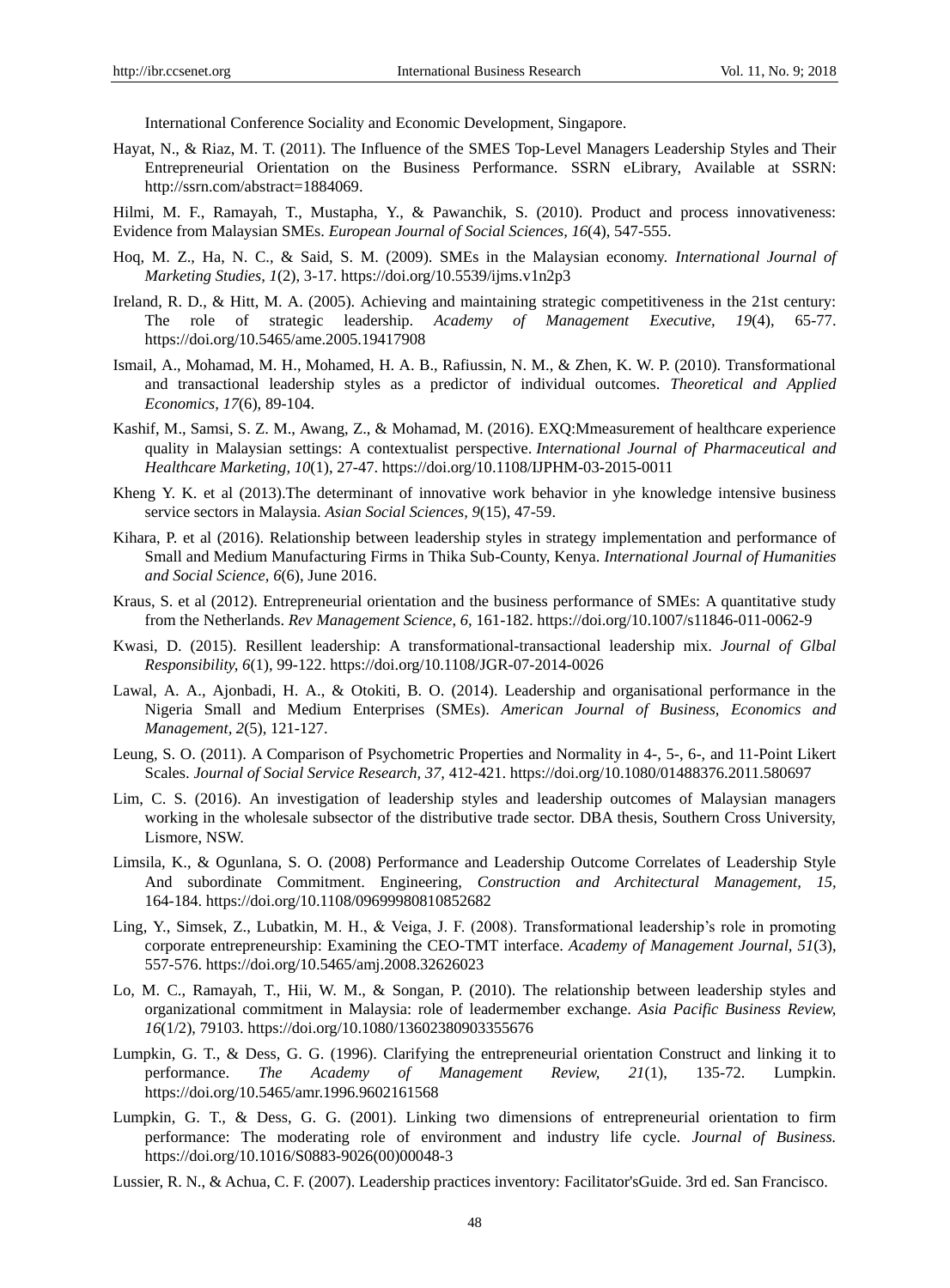International Conference Sociality and Economic Development, Singapore.

Hayat, N., & Riaz, M. T. (2011). The Influence of the SMES Top-Level Managers Leadership Styles and Their Entrepreneurial Orientation on the Business Performance. SSRN eLibrary, Available at SSRN: http://ssrn.com/abstract=1884069.

Hilmi, M. F., Ramayah, T., Mustapha, Y., & Pawanchik, S. (2010). Product and process innovativeness: Evidence from Malaysian SMEs. *European Journal of Social Sciences, 16*(4), 547-555.

Hoq, M. Z., Ha, N. C., & Said, S. M. (2009). SMEs in the Malaysian economy. *International Journal of Marketing Studies, 1*(2), 3-17. https://doi.org/10.5539/ijms.v1n2p3

Ireland, R. D., & Hitt, M. A. (2005). Achieving and maintaining strategic competitiveness in the 21st century: The role of strategic leadership. *Academy of Management Executive, 19*(4), 65-77. https://doi.org/10.5465/ame.2005.19417908

Ismail, A., Mohamad, M. H., Mohamed, H. A. B., Rafiussin, N. M., & Zhen, K. W. P. (2010). Transformational and transactional leadership styles as a predictor of individual outcomes. *Theoretical and Applied Economics, 17*(6), 89-104.

Kashif, M., Samsi, S. Z. M., Awang, Z., & Mohamad, M. (2016). EXQ:Mmeasurement of healthcare experience quality in Malaysian settings: A contextualist perspective. *International Journal of Pharmaceutical and Healthcare Marketing, 10*(1), 27-47. https://doi.org/10.1108/IJPHM-03-2015-0011

Kheng Y. K. et al (2013).The determinant of innovative work behavior in yhe knowledge intensive business service sectors in Malaysia. *Asian Social Sciences, 9*(15), 47-59.

Kihara, P. et al (2016). Relationship between leadership styles in strategy implementation and performance of Small and Medium Manufacturing Firms in Thika Sub-County, Kenya. *International Journal of Humanities and Social Science, 6*(6), June 2016.

Kraus, S. et al (2012). Entrepreneurial orientation and the business performance of SMEs: A quantitative study from the Netherlands. *Rev Management Science, 6,* 161-182. https://doi.org/10.1007/s11846-011-0062-9

Kwasi, D. (2015). Resillent leadership: A transformational-transactional leadership mix. *Journal of Glbal Responsibility, 6*(1), 99-122. https://doi.org/10.1108/JGR-07-2014-0026

Lawal, A. A., Ajonbadi, H. A., & Otokiti, B. O. (2014). Leadership and organisational performance in the Nigeria Small and Medium Enterprises (SMEs). *American Journal of Business, Economics and Management, 2*(5), 121-127.

Leung, S. O. (2011). A Comparison of Psychometric Properties and Normality in 4-, 5-, 6-, and 11-Point Likert Scales. *Journal of Social Service Research, 37,* 412-421. https://doi.org/10.1080/01488376.2011.580697

Lim, C. S. (2016). An investigation of leadership styles and leadership outcomes of Malaysian managers working in the wholesale subsector of the distributive trade sector. DBA thesis, Southern Cross University, Lismore, NSW.

Limsila, K., & Ogunlana, S. O. (2008) Performance and Leadership Outcome Correlates of Leadership Style And subordinate Commitment. Engineering, *Construction and Architectural Management, 15,* 164-184. https://doi.org/10.1108/09699980810852682

Ling, Y., Simsek, Z., Lubatkin, M. H., & Veiga, J. F. (2008). Transformational leadership's role in promoting corporate entrepreneurship: Examining the CEO-TMT interface. *Academy of Management Journal, 51*(3), 557-576. https://doi.org/10.5465/amj.2008.32626023

Lo, M. C., Ramayah, T., Hii, W. M., & Songan, P. (2010). The relationship between leadership styles and organizational commitment in Malaysia: role of leadermember exchange. *Asia Pacific Business Review, 16*(1/2), 79103. https://doi.org/10.1080/13602380903355676

Lumpkin, G. T., & Dess, G. G. (1996). Clarifying the entrepreneurial orientation Construct and linking it to performance. *The Academy of Management Review, 21*(1), 135-72. Lumpkin. https://doi.org/10.5465/amr.1996.9602161568

Lumpkin, G. T., & Dess, G. G. (2001). Linking two dimensions of entrepreneurial orientation to firm performance: The moderating role of environment and industry life cycle. *Journal of Business.* https://doi.org/10.1016/S0883-9026(00)00048-3

Lussier, R. N., & Achua, C. F. (2007). Leadership practices inventory: Facilitator'sGuide. 3rd ed. San Francisco.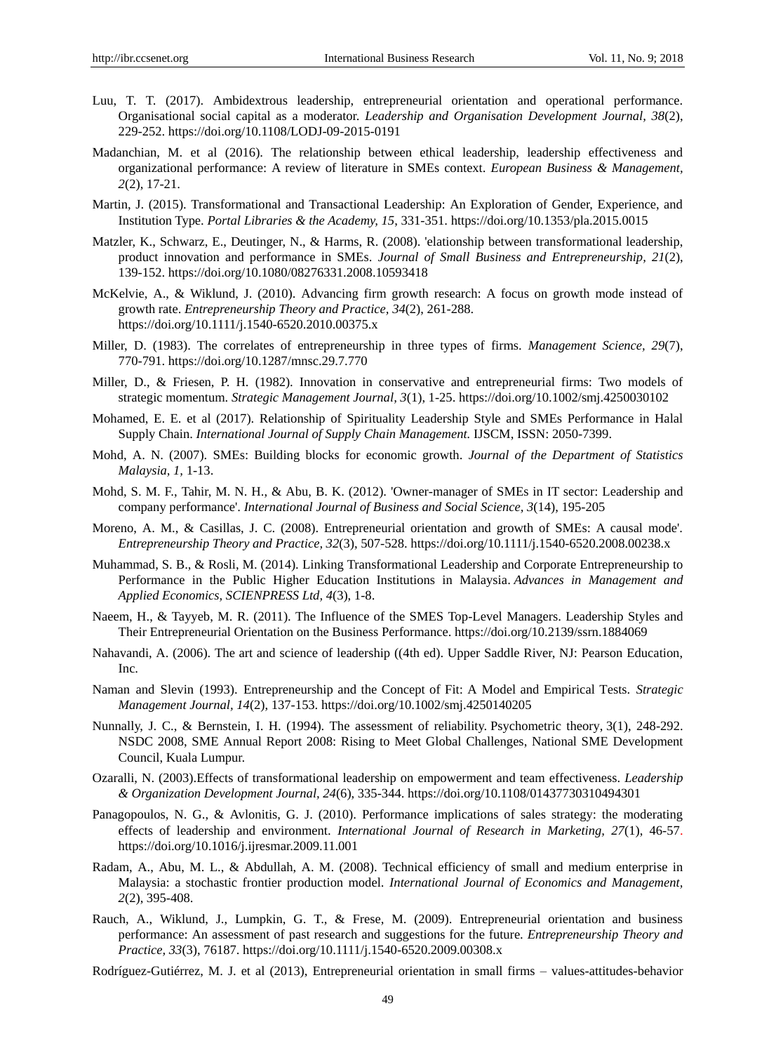Luu, T. T. (2017). Ambidextrous leadership, entrepreneurial orientation and operational performance. Organisational social capital as a moderator. *Leadership and Organisation Development Journal, 38*(2), 229-252. https://doi.org/10.1108/LODJ-09-2015-0191

Madanchian, M. et al (2016). The relationship between ethical leadership, leadership effectiveness and organizational performance: A review of literature in SMEs context. *European Business & Management, 2*(2), 17-21.

Martin, J. (2015). Transformational and Transactional Leadership: An Exploration of Gender, Experience, and Institution Type. *Portal Libraries & the Academy, 15*, 331-351. https://doi.org/10.1353/pla.2015.0015

Matzler, K., Schwarz, E., Deutinger, N., & Harms, R. (2008). 'elationship between transformational leadership, product innovation and performance in SMEs. *Journal of Small Business and Entrepreneurship, 21*(2), 139-152. https://doi.org/10.1080/08276331.2008.10593418

McKelvie, A., & Wiklund, J. (2010). Advancing firm growth research: A focus on growth mode instead of growth rate. *Entrepreneurship Theory and Practice, 34*(2), 261-288. https://doi.org/10.1111/j.1540-6520.2010.00375.x

Miller, D. (1983). The correlates of entrepreneurship in three types of firms. *Management Science, 29*(7), 770-791. https://doi.org/10.1287/mnsc.29.7.770

Miller, D., & Friesen, P. H. (1982). Innovation in conservative and entrepreneurial firms: Two models of strategic momentum. *Strategic Management Journal, 3*(1), 1-25. https://doi.org/10.1002/smj.4250030102

Mohamed, E. E. et al (2017). Relationship of Spirituality Leadership Style and SMEs Performance in Halal Supply Chain. *International Journal of Supply Chain Management.* IJSCM, ISSN: 2050-7399.

Mohd, A. N. (2007). SMEs: Building blocks for economic growth. *Journal of the Department of Statistics Malaysia, 1*, 1-13.

Mohd, S. M. F., Tahir, M. N. H., & Abu, B. K. (2012). 'Owner-manager of SMEs in IT sector: Leadership and company performance'. *International Journal of Business and Social Science, 3*(14), 195-205

Moreno, A. M., & Casillas, J. C. (2008). Entrepreneurial orientation and growth of SMEs: A causal mode'. *Entrepreneurship Theory and Practice, 32*(3), 507-528. https://doi.org/10.1111/j.1540-6520.2008.00238.x

Muhammad, S. B., & Rosli, M. (2014). Linking Transformational Leadership and Corporate Entrepreneurship to Performance in the Public Higher Education Institutions in Malaysia. *Advances in Management and Applied Economics, SCIENPRESS Ltd, 4*(3), 1-8.

Naeem, H., & Tayyeb, M. R. (2011). The Influence of the SMES Top-Level Managers. Leadership Styles and Their Entrepreneurial Orientation on the Business Performance. https://doi.org/10.2139/ssrn.1884069

Nahavandi, A. (2006). The art and science of leadership ((4th ed). Upper Saddle River, NJ: Pearson Education, Inc.

Naman and Slevin (1993). Entrepreneurship and the Concept of Fit: A Model and Empirical Tests. *Strategic Management Journal, 14*(2), 137-153. https://doi.org/10.1002/smj.4250140205

Nunnally, J. C., & Bernstein, I. H. (1994). The assessment of reliability. Psychometric theory, 3(1), 248-292. NSDC 2008, SME Annual Report 2008: Rising to Meet Global Challenges, National SME Development Council, Kuala Lumpur.

Ozaralli, N. (2003).Effects of transformational leadership on empowerment and team effectiveness. *Leadership & Organization Development Journal, 24*(6), 335-344. https://doi.org/10.1108/01437730310494301

Panagopoulos, N. G., & Avlonitis, G. J. (2010). Performance implications of sales strategy: the moderating effects of leadership and environment. *International Journal of Research in Marketing, 27*(1), 46-57. https://doi.org/10.1016/j.ijresmar.2009.11.001

Radam, A., Abu, M. L., & Abdullah, A. M. (2008). Technical efficiency of small and medium enterprise in Malaysia: a stochastic frontier production model. *International Journal of Economics and Management, 2*(2), 395-408.

Rauch, A., Wiklund, J., Lumpkin, G. T., & Frese, M. (2009). Entrepreneurial orientation and business performance: An assessment of past research and suggestions for the future. *Entrepreneurship Theory and Practice, 33*(3), 76187. https://doi.org/10.1111/j.1540-6520.2009.00308.x

Rodríguez-Gutiérrez, M. J. et al (2013), Entrepreneurial orientation in small firms – values-attitudes-behavior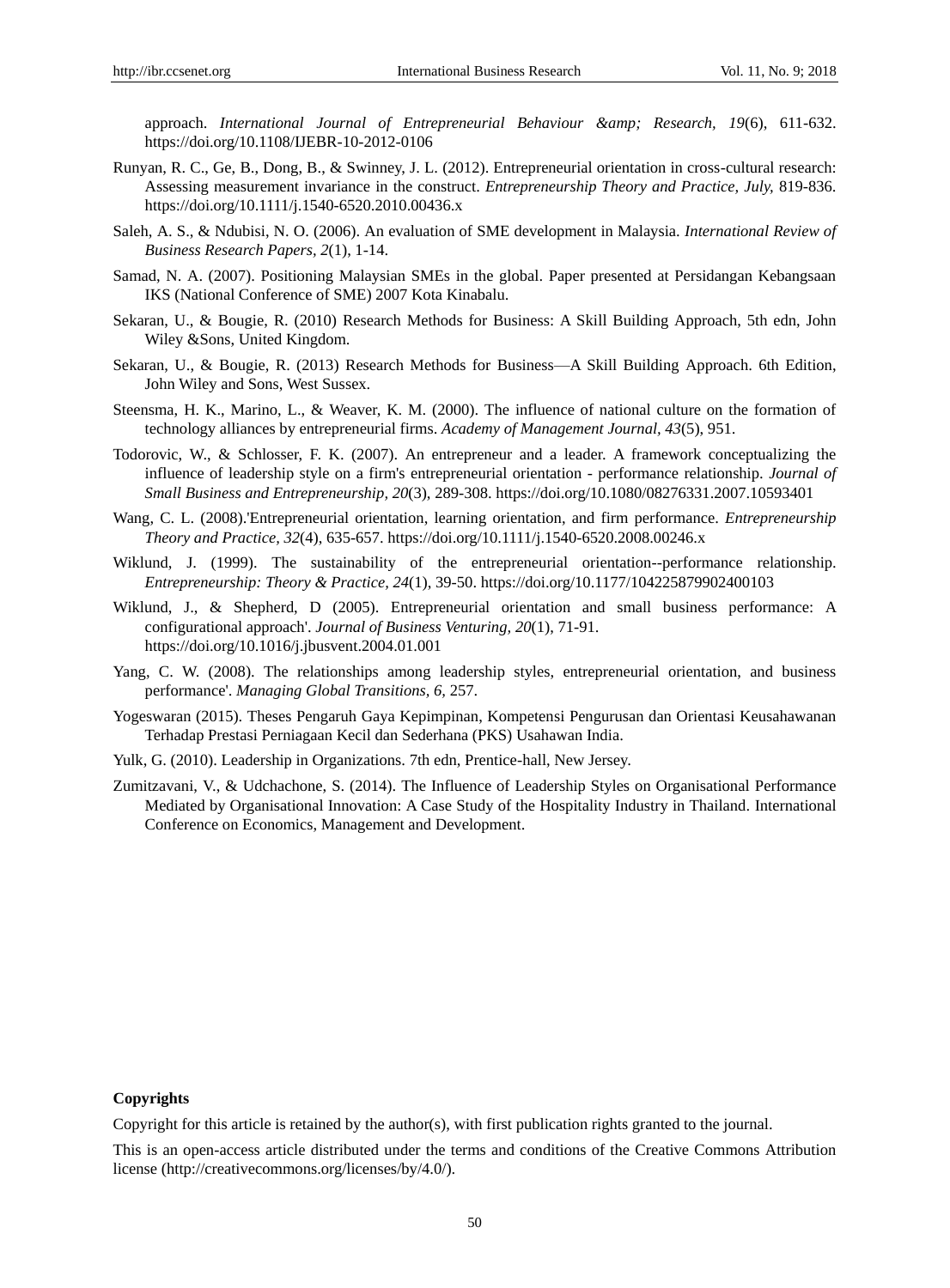approach. *International Journal of Entrepreneurial Behaviour &amp; Research, 19*(6), 611-632. https://doi.org/10.1108/IJEBR-10-2012-0106

Runyan, R. C., Ge, B., Dong, B., & Swinney, J. L. (2012). Entrepreneurial orientation in cross-cultural research: Assessing measurement invariance in the construct. *Entrepreneurship Theory and Practice, July,* 819-836. https://doi.org/10.1111/j.1540-6520.2010.00436.x

Saleh, A. S., & Ndubisi, N. O. (2006). An evaluation of SME development in Malaysia. *International Review of Business Research Papers, 2*(1), 1-14.

Samad, N. A. (2007). Positioning Malaysian SMEs in the global. Paper presented at Persidangan Kebangsaan IKS (National Conference of SME) 2007 Kota Kinabalu.

Sekaran, U., & Bougie, R. (2010) Research Methods for Business: A Skill Building Approach, 5th edn, John Wiley &Sons, United Kingdom.

Sekaran, U., & Bougie, R. (2013) Research Methods for Business—A Skill Building Approach. 6th Edition, John Wiley and Sons, West Sussex.

Steensma, H. K., Marino, L., & Weaver, K. M. (2000). The influence of national culture on the formation of technology alliances by entrepreneurial firms. *Academy of Management Journal, 43*(5), 951.

Todorovic, W., & Schlosser, F. K. (2007). An entrepreneur and a leader. A framework conceptualizing the influence of leadership style on a firm's entrepreneurial orientation - performance relationship. *Journal of Small Business and Entrepreneurship, 20*(3), 289-308. https://doi.org/10.1080/08276331.2007.10593401

Wang, C. L. (2008).'Entrepreneurial orientation, learning orientation, and firm performance. *Entrepreneurship Theory and Practice, 32*(4), 635-657. https://doi.org/10.1111/j.1540-6520.2008.00246.x

Wiklund, J. (1999). The sustainability of the entrepreneurial orientation--performance relationship. *Entrepreneurship: Theory & Practice, 24*(1), 39-50. https://doi.org/10.1177/104225879902400103

Wiklund, J., & Shepherd, D (2005). Entrepreneurial orientation and small business performance: A configurational approach'. *Journal of Business Venturing, 20*(1), 71-91. https://doi.org/10.1016/j.jbusvent.2004.01.001

Yang, C. W. (2008). The relationships among leadership styles, entrepreneurial orientation, and business performance'. *Managing Global Transitions, 6*, 257.

Yogeswaran (2015). Theses Pengaruh Gaya Kepimpinan, Kompetensi Pengurusan dan Orientasi Keusahawanan Terhadap Prestasi Perniagaan Kecil dan Sederhana (PKS) Usahawan India.

Yulk, G. (2010). Leadership in Organizations. 7th edn, Prentice-hall, New Jersey.

Zumitzavani, V., & Udchachone, S. (2014). The Influence of Leadership Styles on Organisational Performance Mediated by Organisational Innovation: A Case Study of the Hospitality Industry in Thailand. International Conference on Economics, Management and Development.

**Copyrights**

Copyright for this article is retained by the author(s), with first publication rights granted to the journal.

This is an open-access article distributed under the terms and conditions of the Creative Commons Attribution license (http://creativecommons.org/licenses/by/4.0/).